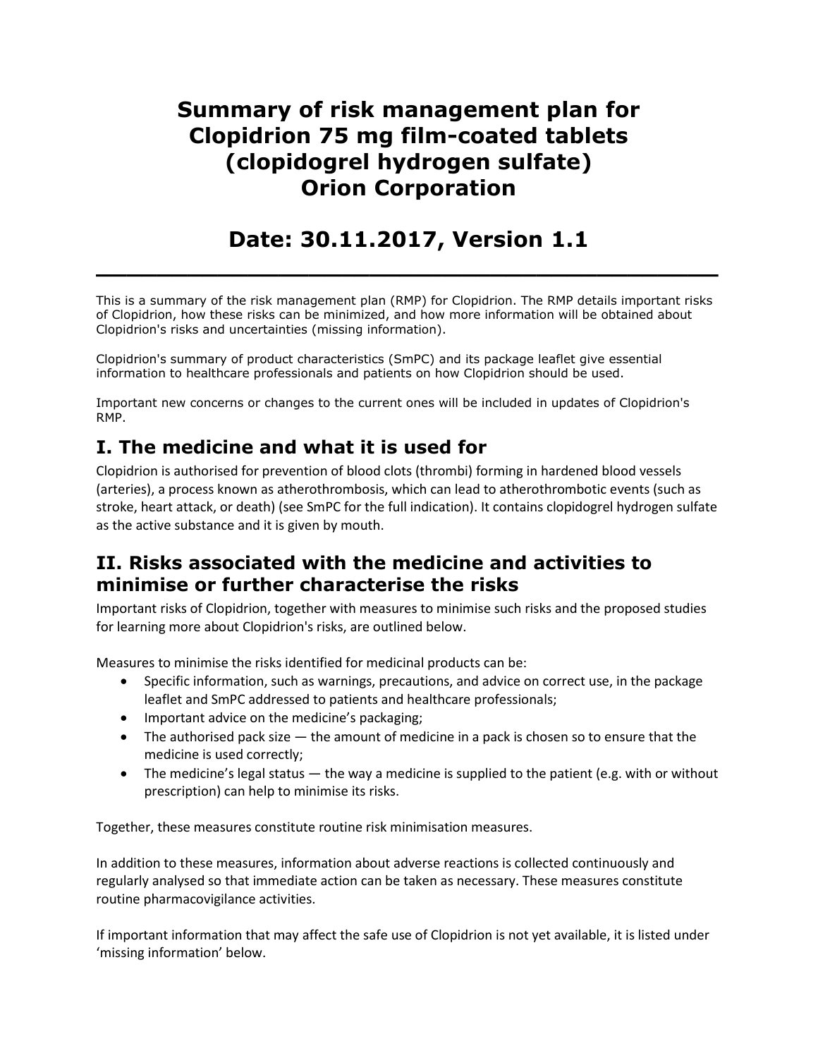# Summary of risk management plan for Clopidrion 75 mg film-coated tablets (clopidogrel hydrogen sulfate) Orion Corporation

# Date: 30.11.2017, Version 1.1

---

This is a summary of the risk management plan (RMP) for Clopidrion. The RMP details important risks of Clopidrion, how these risks can be minimized, and how more information will be obtained about Clopidrion's risks and uncertainties (missing information).

Clopidrion's summary of product characteristics (SmPC) and its package leaflet give essential information to healthcare professionals and patients on how Clopidrion should be used.

Important new concerns or changes to the current ones will be included in updates of Clopidrion's RMP.

## I. The medicine and what it is used for

Clopidrion is authorised for prevention of blood clots (thrombi) forming in hardened blood vessels (arteries), a process known as atherothrombosis, which can lead to atherothrombotic events (such as stroke, heart attack, or death) (see SmPC for the full indication). It contains clopidogrel hydrogen sulfate as the active substance and it is given by mouth.

## II. Risks associated with the medicine and activities to minimise or further characterise the risks

Important risks of Clopidrion, together with measures to minimise such risks and the proposed studies for learning more about Clopidrion's risks, are outlined below.

Measures to minimise the risks identified for medicinal products can be:

- Specific information, such as warnings, precautions, and advice on correct use, in the package leaflet and SmPC addressed to patients and healthcare professionals;
- Important advice on the medicine's packaging;
- The authorised pack size — the amount of medicine in a pack is chosen so to ensure that the medicine is used correctly;
- The medicine's legal status — the way a medicine is supplied to the patient (e.g. with or without prescription) can help to minimise its risks.

Together, these measures constitute routine risk minimisation measures.

In addition to these measures, information about adverse reactions is collected continuously and regularly analysed so that immediate action can be taken as necessary. These measures constitute routine pharmacovigilance activities.

If important information that may affect the safe use of Clopidrion is not yet available, it is listed under 'missing information' below.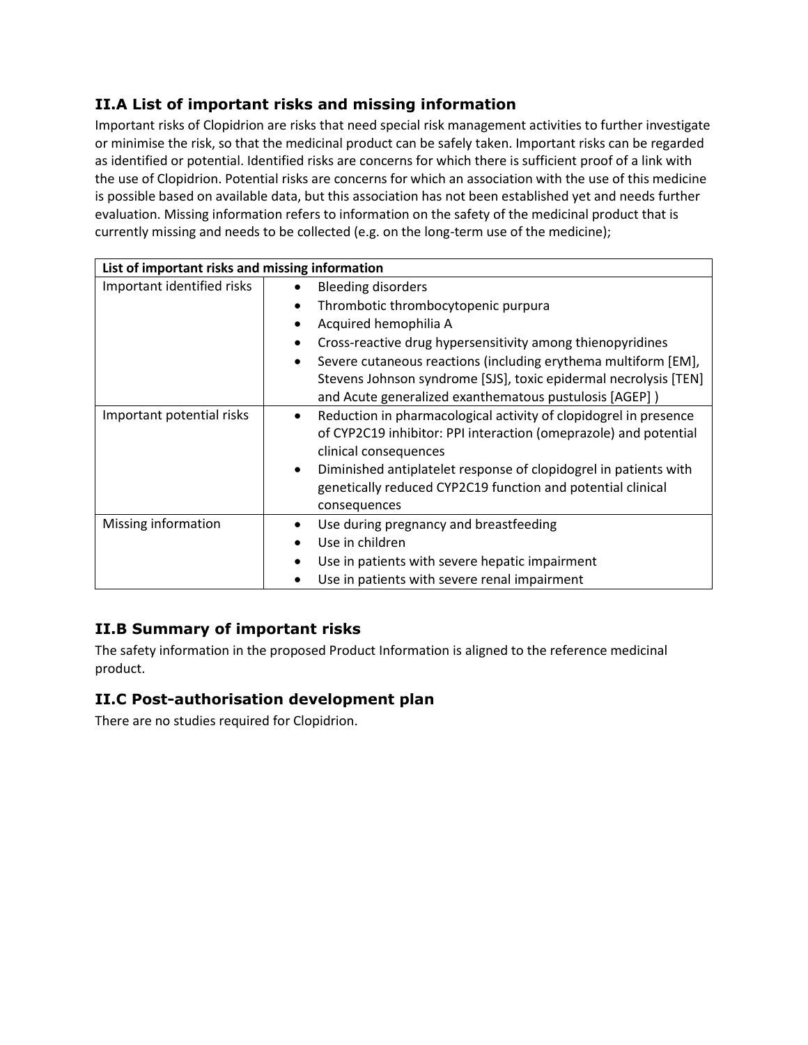## II.A List of important risks and missing information

Important risks of Clopidrion are risks that need special risk management activities to further investigate or minimise the risk, so that the medicinal product can be safely taken. Important risks can be regarded as identified or potential. Identified risks are concerns for which there is sufficient proof of a link with the use of Clopidrion. Potential risks are concerns for which an association with the use of this medicine is possible based on available data, but this association has not been established yet and needs further evaluation. Missing information refers to information on the safety of the medicinal product that is currently missing and needs to be collected (e.g. on the long-term use of the medicine);

| List of important risks and missing information | |
|---|---|
| Important identified risks | • Bleeding disorders<br>• Thrombotic thrombocytopenic purpura<br>• Acquired hemophilia A<br>• Cross-reactive drug hypersensitivity among thienopyridines<br>• Severe cutaneous reactions (including erythema multiform [EM], Stevens Johnson syndrome [SJS], toxic epidermal necrolysis [TEN] and Acute generalized exanthematous pustulosis [AGEP] ) |
| Important potential risks | • Reduction in pharmacological activity of clopidogrel in presence of CYP2C19 inhibitor: PPI interaction (omeprazole) and potential clinical consequences<br>• Diminished antiplatelet response of clopidogrel in patients with genetically reduced CYP2C19 function and potential clinical consequences |
| Missing information | • Use during pregnancy and breastfeeding<br>• Use in children<br>• Use in patients with severe hepatic impairment<br>• Use in patients with severe renal impairment |

## II.B Summary of important risks

The safety information in the proposed Product Information is aligned to the reference medicinal product.

## II.C Post-authorisation development plan

There are no studies required for Clopidrion.